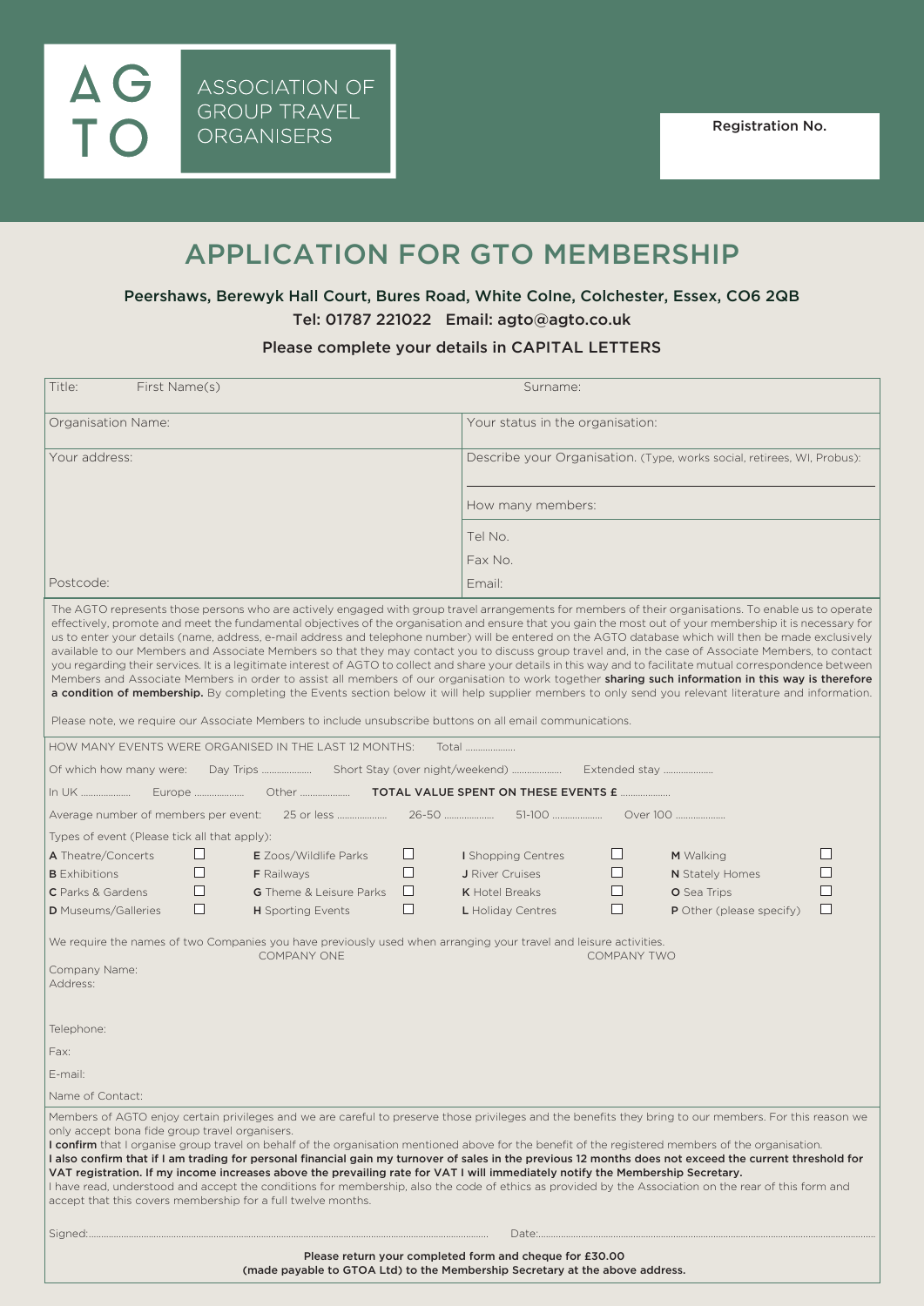AGTO

ASSOCIATION OF GROUP TRAVEL ORGANISERS

Registration No.

# APPLICATION FOR GTO MEMBERSHIP

Peershaws, Berewyk Hall Court, Bures Road, White Colne, Colchester, Essex, CO6 2QB

Tel: 01787 221022 Email: agto@agto.co.uk

Please complete your details in CAPITAL LETTERS

| | |
|---|---|
| Title: First Name(s) | Surname: |
| Organisation Name: | Your status in the organisation: |
| Your address: | Describe your Organisation. (Type, works social, retirees, WI, Probus): |
| | How many members: |
| | Tel No. |
| | Fax No. |
| Postcode: | Email: |

The AGTO represents those persons who are actively engaged with group travel arrangements for members of their organisations. To enable us to operate effectively, promote and meet the fundamental objectives of the organisation and ensure that you gain the most out of your membership it is necessary for us to enter your details (name, address, e-mail address and telephone number) will be entered on the AGTO database which will then be made exclusively available to our Members and Associate Members so that they may contact you to discuss group travel and, in the case of Associate Members, to contact you regarding their services. It is a legitimate interest of AGTO to collect and share your details in this way and to facilitate mutual correspondence between Members and Associate Members in order to assist all members of our organisation to work together **sharing such information in this way is therefore a condition of membership.** By completing the Events section below it will help supplier members to only send you relevant literature and information.

Please note, we require our Associate Members to include unsubscribe buttons on all email communications.

HOW MANY EVENTS WERE ORGANISED IN THE LAST 12 MONTHS: Total ..................

Of which how many were: Day Trips .................. Short Stay (over night/weekend) .................. Extended stay ..................

In UK .................. Europe .................. Other .................. **TOTAL VALUE SPENT ON THESE EVENTS £** ..................

Average number of members per event: 25 or less .................. 26-50 .................. 51-100 .................. Over 100 ..................

Types of event (Please tick all that apply):

| | | | |
|---|---|---|---|
| **A** Theatre/Concerts ☐ | **E** Zoos/Wildlife Parks ☐ | **I** Shopping Centres ☐ | **M** Walking ☐ |
| **B** Exhibitions ☐ | **F** Railways ☐ | **J** River Cruises ☐ | **N** Stately Homes ☐ |
| **C** Parks & Gardens ☐ | **G** Theme & Leisure Parks ☐ | **K** Hotel Breaks ☐ | **O** Sea Trips ☐ |
| **D** Museums/Galleries ☐ | **H** Sporting Events ☐ | **L** Holiday Centres ☐ | **P** Other (please specify) ☐ |

We require the names of two Companies you have previously used when arranging your travel and leisure activities.

| | COMPANY ONE | COMPANY TWO |
|---|---|---|
| Company Name: | | |
| Address: | | |
| Telephone: | | |
| Fax: | | |
| E-mail: | | |
| Name of Contact: | | |

Members of AGTO enjoy certain privileges and we are careful to preserve those privileges and the benefits they bring to our members. For this reason we only accept bona fide group travel organisers.

**I confirm** that I organise group travel on behalf of the organisation mentioned above for the benefit of the registered members of the organisation.

**I also confirm that if I am trading for personal financial gain my turnover of sales in the previous 12 months does not exceed the current threshold for VAT registration. If my income increases above the prevailing rate for VAT I will immediately notify the Membership Secretary.**

I have read, understood and accept the conditions for membership, also the code of ethics as provided by the Association on the rear of this form and accept that this covers membership for a full twelve months.

Signed:................................................................ Date:................................................................

**Please return your completed form and cheque for £30.00**
**(made payable to GTOA Ltd) to the Membership Secretary at the above address.**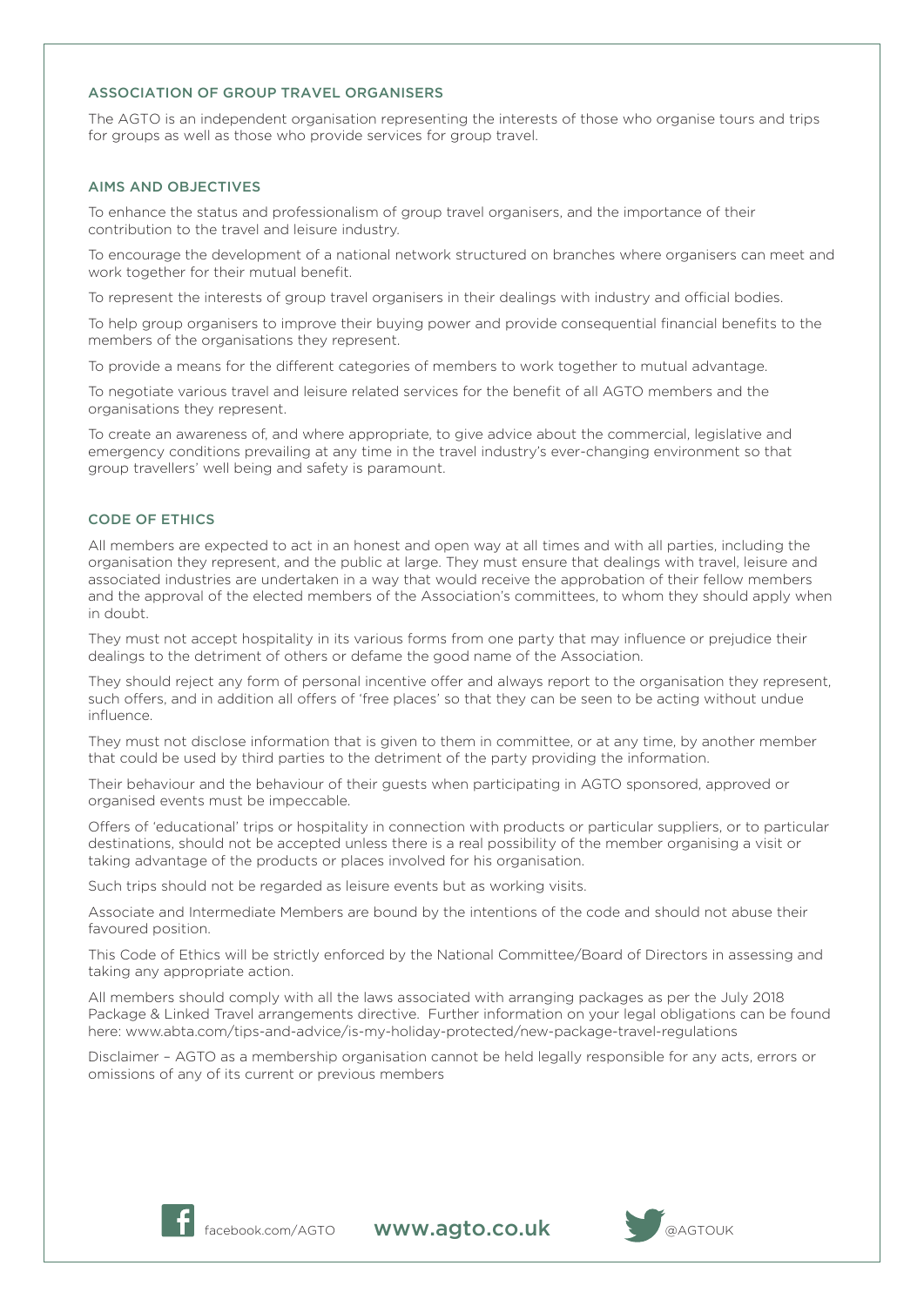## ASSOCIATION OF GROUP TRAVEL ORGANISERS

The AGTO is an independent organisation representing the interests of those who organise tours and trips for groups as well as those who provide services for group travel.

## AIMS AND OBJECTIVES

To enhance the status and professionalism of group travel organisers, and the importance of their contribution to the travel and leisure industry.

To encourage the development of a national network structured on branches where organisers can meet and work together for their mutual benefit.

To represent the interests of group travel organisers in their dealings with industry and official bodies.

To help group organisers to improve their buying power and provide consequential financial benefits to the members of the organisations they represent.

To provide a means for the different categories of members to work together to mutual advantage.

To negotiate various travel and leisure related services for the benefit of all AGTO members and the organisations they represent.

To create an awareness of, and where appropriate, to give advice about the commercial, legislative and emergency conditions prevailing at any time in the travel industry's ever-changing environment so that group travellers' well being and safety is paramount.

## CODE OF ETHICS

All members are expected to act in an honest and open way at all times and with all parties, including the organisation they represent, and the public at large. They must ensure that dealings with travel, leisure and associated industries are undertaken in a way that would receive the approbation of their fellow members and the approval of the elected members of the Association's committees, to whom they should apply when in doubt.

They must not accept hospitality in its various forms from one party that may influence or prejudice their dealings to the detriment of others or defame the good name of the Association.

They should reject any form of personal incentive offer and always report to the organisation they represent, such offers, and in addition all offers of 'free places' so that they can be seen to be acting without undue influence.

They must not disclose information that is given to them in committee, or at any time, by another member that could be used by third parties to the detriment of the party providing the information.

Their behaviour and the behaviour of their guests when participating in AGTO sponsored, approved or organised events must be impeccable.

Offers of 'educational' trips or hospitality in connection with products or particular suppliers, or to particular destinations, should not be accepted unless there is a real possibility of the member organising a visit or taking advantage of the products or places involved for his organisation.

Such trips should not be regarded as leisure events but as working visits.

Associate and Intermediate Members are bound by the intentions of the code and should not abuse their favoured position.

This Code of Ethics will be strictly enforced by the National Committee/Board of Directors in assessing and taking any appropriate action.

All members should comply with all the laws associated with arranging packages as per the July 2018 Package & Linked Travel arrangements directive. Further information on your legal obligations can be found here: www.abta.com/tips-and-advice/is-my-holiday-protected/new-package-travel-regulations

Disclaimer – AGTO as a membership organisation cannot be held legally responsible for any acts, errors or omissions of any of its current or previous members

facebook.com/AGTO **www.agto.co.uk** @AGTOUK